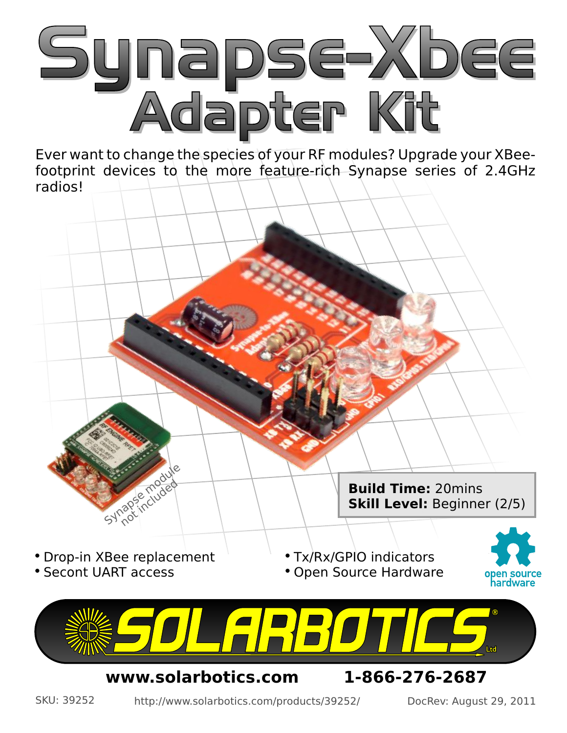# Synapse-Xbee Adapter Kit

Ever want to change the species of your RF modules? Upgrade your XBee-footprint devices to the more feature-rich Synapse series of 2.4GHz radios!

Synapse module not included

**Build Time:** 20mins
**Skill Level:** Beginner (2/5)

- Drop-in XBee replacement
- Secont UART access
- Tx/Rx/GPIO indicators
- Open Source Hardware

open source hardware

SOLARBOTICS Ltd

**www.solarbotics.com** **1-866-276-2687**

SKU: 39252 http://www.solarbotics.com/products/39252/ DocRev: August 29, 2011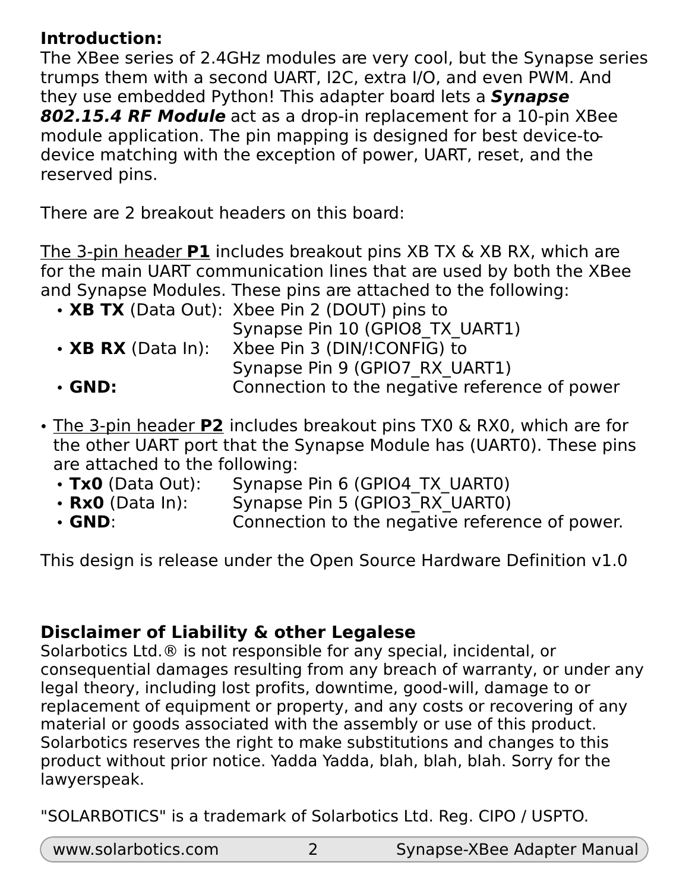### Introduction:

The XBee series of 2.4GHz modules are very cool, but the Synapse series trumps them with a second UART, I2C, extra I/O, and even PWM. And they use embedded Python! This adapter board lets a ***Synapse 802.15.4 RF Module*** act as a drop-in replacement for a 10-pin XBee module application. The pin mapping is designed for best device-to-device matching with the exception of power, UART, reset, and the reserved pins.

There are 2 breakout headers on this board:

The 3-pin header **P1** includes breakout pins XB TX & XB RX, which are for the main UART communication lines that are used by both the XBee and Synapse Modules. These pins are attached to the following:

- **XB TX** (Data Out): Xbee Pin 2 (DOUT) pins to Synapse Pin 10 (GPIO8_TX_UART1)
- **XB RX** (Data In): Xbee Pin 3 (DIN/!CONFIG) to Synapse Pin 9 (GPIO7_RX_UART1)
- **GND:** Connection to the negative reference of power

- The 3-pin header **P2** includes breakout pins TX0 & RX0, which are for the other UART port that the Synapse Module has (UART0). These pins are attached to the following:
  - **Tx0** (Data Out): Synapse Pin 6 (GPIO4_TX_UART0)
  - **Rx0** (Data In): Synapse Pin 5 (GPIO3_RX_UART0)
  - **GND**: Connection to the negative reference of power.

This design is release under the Open Source Hardware Definition v1.0

### Disclaimer of Liability & other Legalese

Solarbotics Ltd.® is not responsible for any special, incidental, or consequential damages resulting from any breach of warranty, or under any legal theory, including lost profits, downtime, good-will, damage to or replacement of equipment or property, and any costs or recovering of any material or goods associated with the assembly or use of this product. Solarbotics reserves the right to make substitutions and changes to this product without prior notice. Yadda Yadda, blah, blah, blah. Sorry for the lawyerspeak.

"SOLARBOTICS" is a trademark of Solarbotics Ltd. Reg. CIPO / USPTO.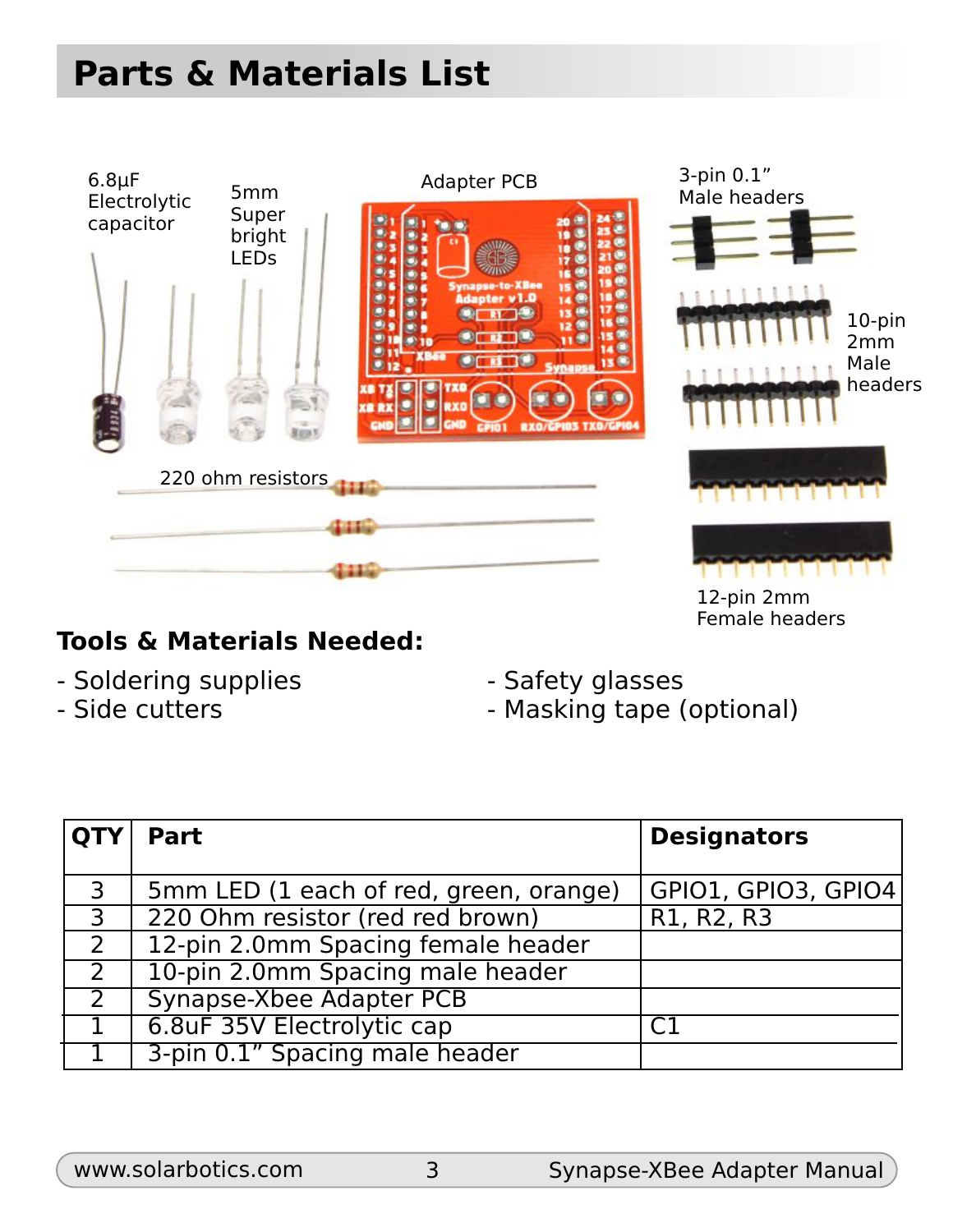# Parts & Materials List

6.8µF Electrolytic capacitor

5mm Super bright LEDs

Adapter PCB

3-pin 0.1" Male headers

10-pin 2mm Male headers

220 ohm resistors

12-pin 2mm Female headers

## Tools & Materials Needed:

- Soldering supplies
- Side cutters
- Safety glasses
- Masking tape (optional)

| QTY | Part | Designators |
|---|---|---|
| 3 | 5mm LED (1 each of red, green, orange) | GPIO1, GPIO3, GPIO4 |
| 3 | 220 Ohm resistor (red red brown) | R1, R2, R3 |
| 2 | 12-pin 2.0mm Spacing female header | |
| 2 | 10-pin 2.0mm Spacing male header | |
| 2 | Synapse-Xbee Adapter PCB | |
| 1 | 6.8uF 35V Electrolytic cap | C1 |
| 1 | 3-pin 0.1" Spacing male header | |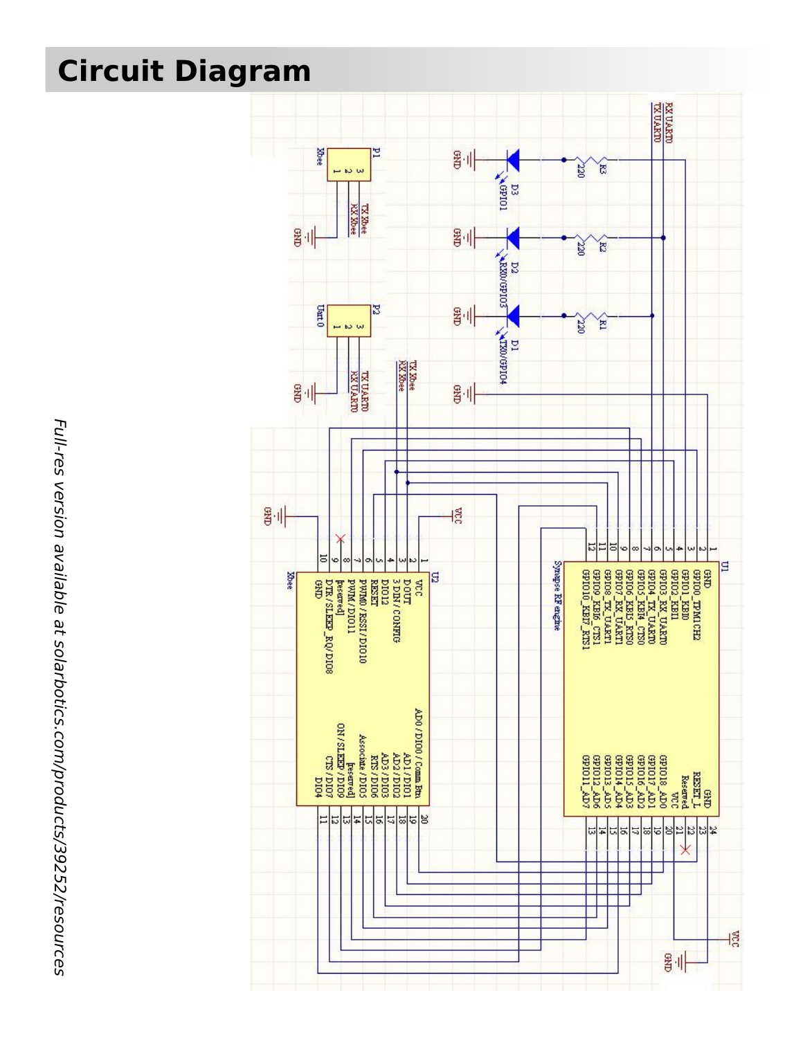# Circuit Diagram

*Full-res version available at solarbotics.com/products/39252/resources*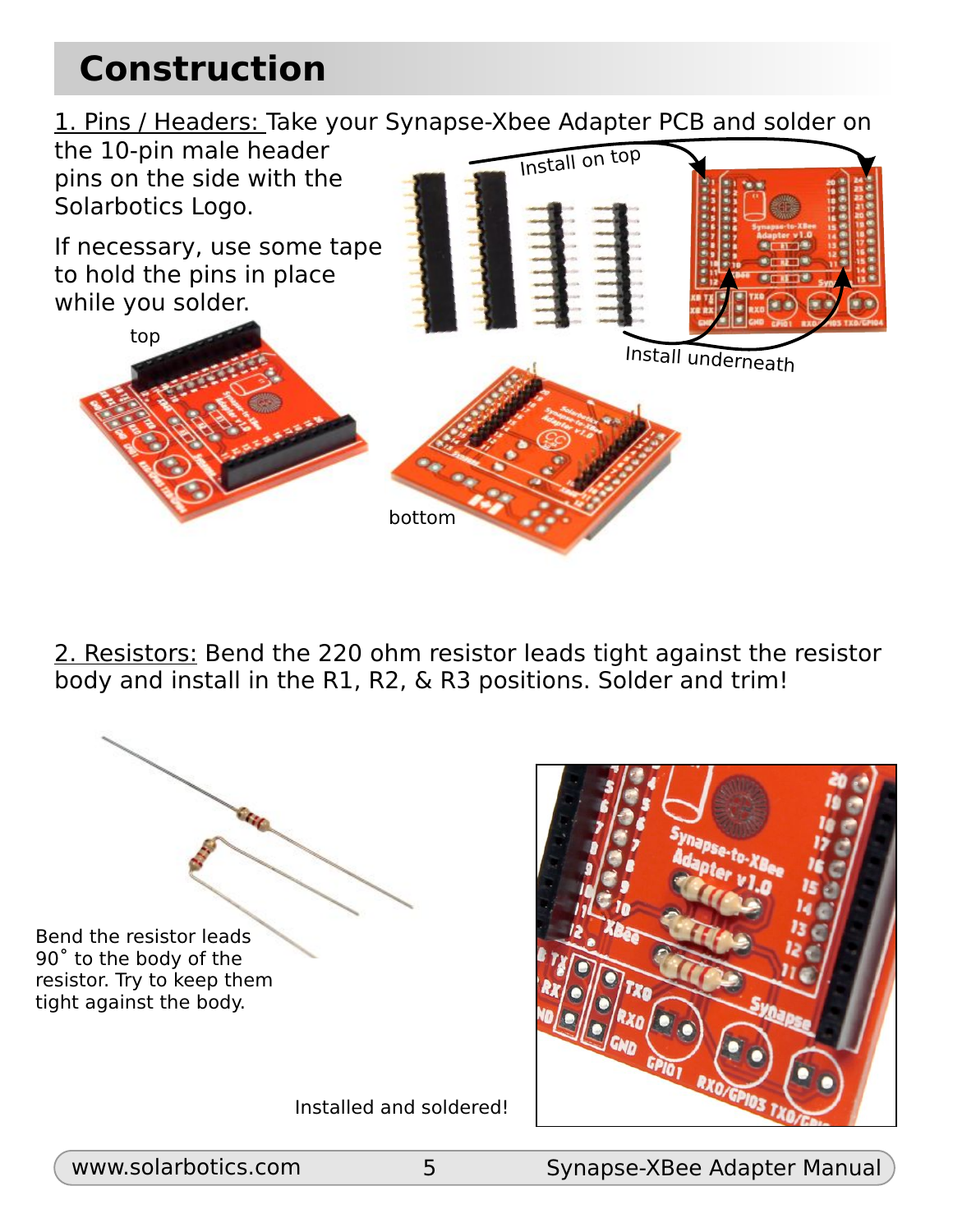# Construction

1. Pins / Headers: Take your Synapse-Xbee Adapter PCB and solder on the 10-pin male header pins on the side with the Solarbotics Logo.

If necessary, use some tape to hold the pins in place while you solder.

Install on top

Install underneath

top

bottom

2. Resistors: Bend the 220 ohm resistor leads tight against the resistor body and install in the R1, R2, & R3 positions. Solder and trim!

Bend the resistor leads 90˚ to the body of the resistor. Try to keep them tight against the body.

Installed and soldered!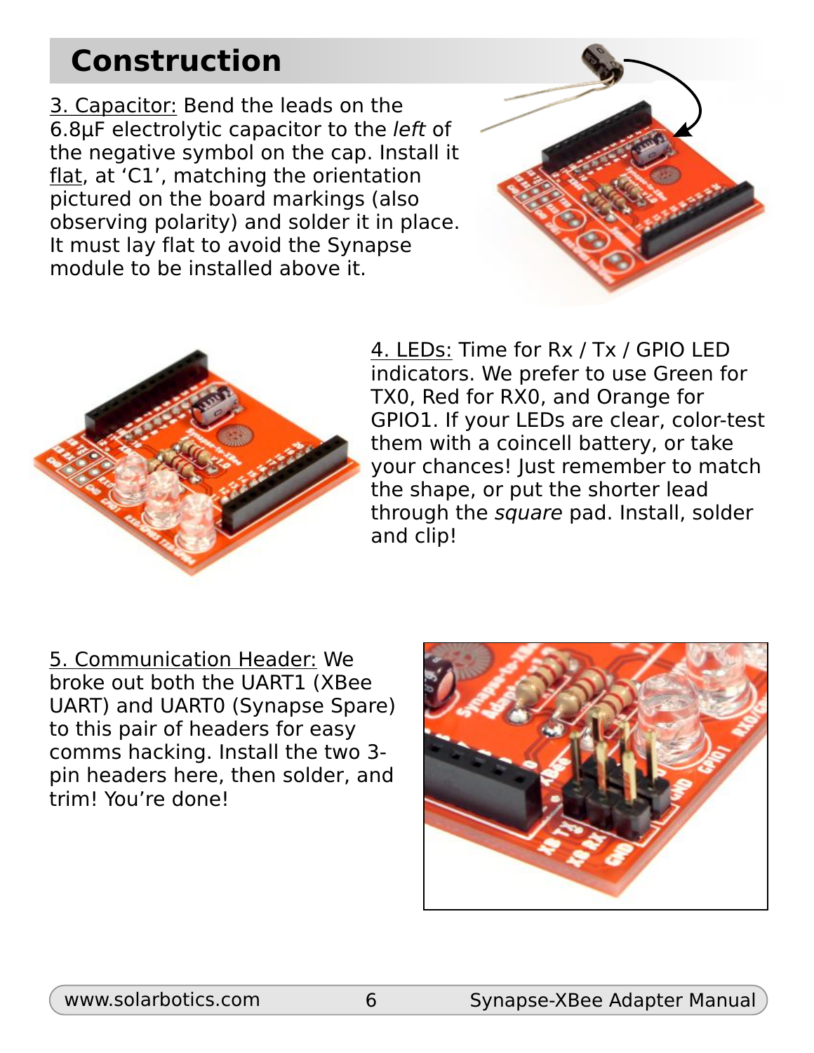# Construction

3. Capacitor: Bend the leads on the 6.8µF electrolytic capacitor to the *left* of the negative symbol on the cap. Install it flat, at 'C1', matching the orientation pictured on the board markings (also observing polarity) and solder it in place. It must lay flat to avoid the Synapse module to be installed above it.

4. LEDs: Time for Rx / Tx / GPIO LED indicators. We prefer to use Green for TX0, Red for RX0, and Orange for GPIO1. If your LEDs are clear, color-test them with a coincell battery, or take your chances! Just remember to match the shape, or put the shorter lead through the *square* pad. Install, solder and clip!

5. Communication Header: We broke out both the UART1 (XBee UART) and UART0 (Synapse Spare) to this pair of headers for easy comms hacking. Install the two 3-pin headers here, then solder, and trim! You're done!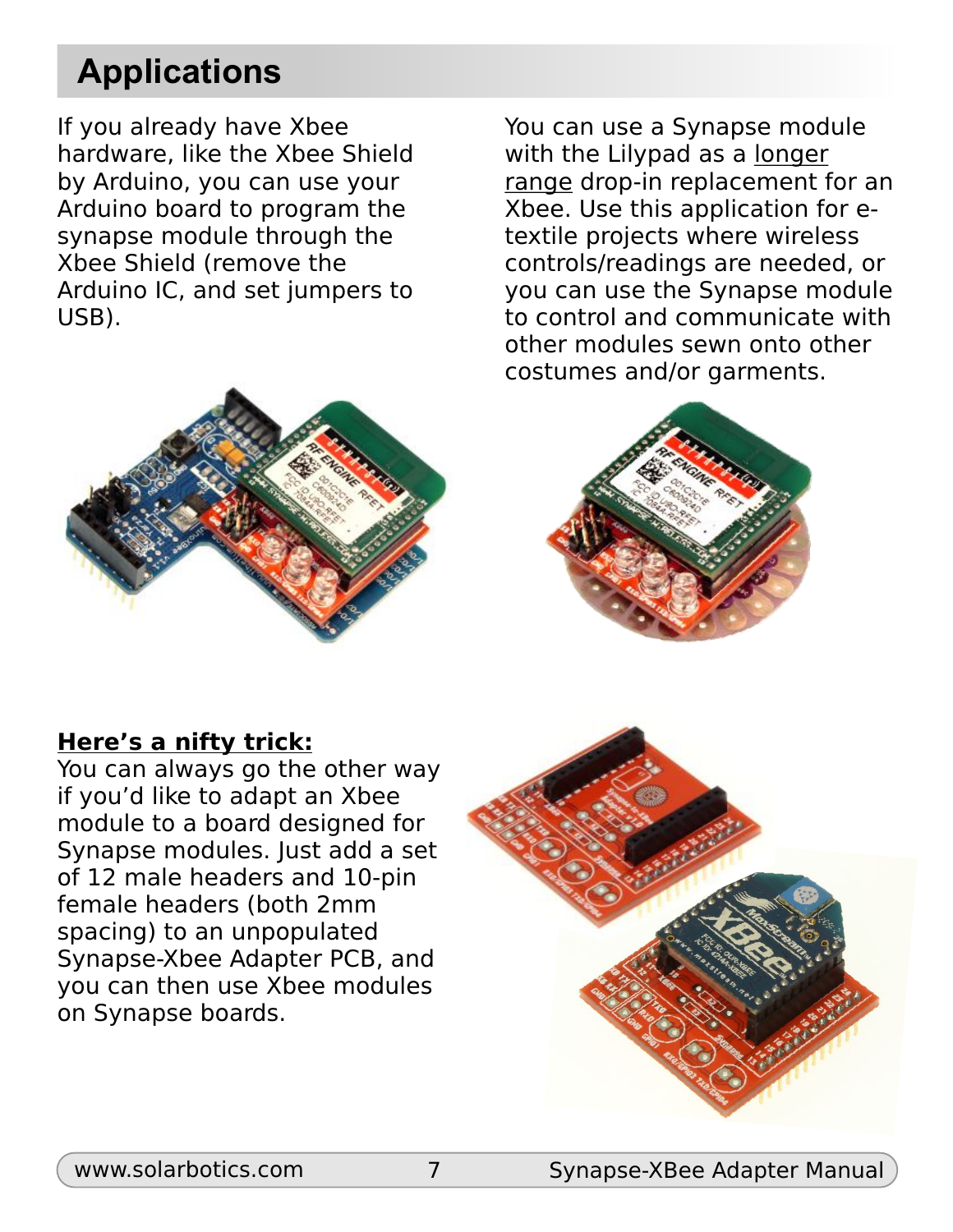## Applications

If you already have Xbee hardware, like the Xbee Shield by Arduino, you can use your Arduino board to program the synapse module through the Xbee Shield (remove the Arduino IC, and set jumpers to USB).

You can use a Synapse module with the Lilypad as a longer range drop-in replacement for an Xbee. Use this application for e-textile projects where wireless controls/readings are needed, or you can use the Synapse module to control and communicate with other modules sewn onto other costumes and/or garments.

**Here's a nifty trick:**
You can always go the other way if you'd like to adapt an Xbee module to a board designed for Synapse modules. Just add a set of 12 male headers and 10-pin female headers (both 2mm spacing) to an unpopulated Synapse-Xbee Adapter PCB, and you can then use Xbee modules on Synapse boards.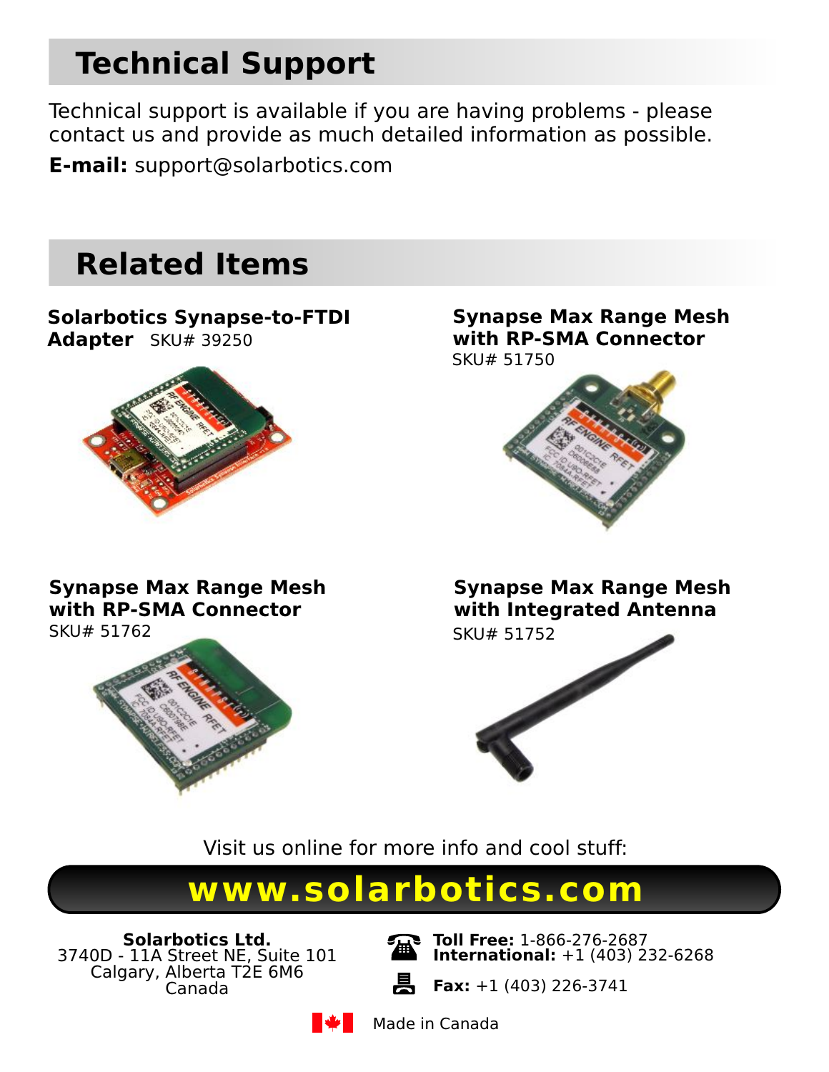## Technical Support

Technical support is available if you are having problems - please contact us and provide as much detailed information as possible.

**E-mail:** support@solarbotics.com

## Related Items

**Solarbotics Synapse-to-FTDI Adapter** SKU# 39250

**Synapse Max Range Mesh with RP-SMA Connector**
SKU# 51750

**Synapse Max Range Mesh with RP-SMA Connector**
SKU# 51762

**Synapse Max Range Mesh with Integrated Antenna**
SKU# 51752

Visit us online for more info and cool stuff:

**www.solarbotics.com**

**Solarbotics Ltd.**
3740D - 11A Street NE, Suite 101
Calgary, Alberta T2E 6M6
Canada

**Toll Free:** 1-866-276-2687
**International:** +1 (403) 232-6268

**Fax:** +1 (403) 226-3741

Made in Canada